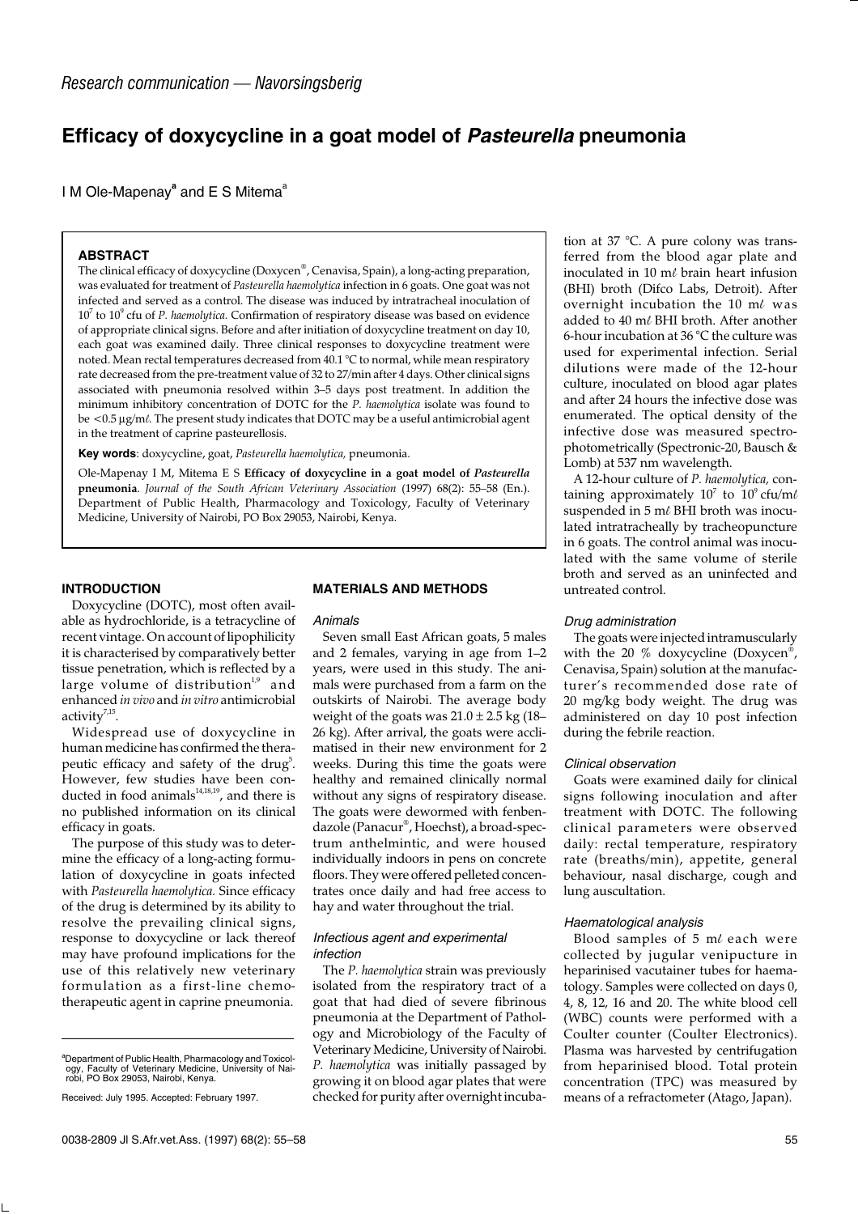*Research communication — Navorsingsberig*

# Efficacy of doxycycline in a goat model of *Pasteurella* pneumonia

I M Ole-Mapenay[a] and E S Mitema[a]

### ABSTRACT

The clinical efficacy of doxycycline (Doxycen®, Cenavisa, Spain), a long-acting preparation, was evaluated for treatment of *Pasteurella haemolytica* infection in 6 goats. One goat was not infected and served as a control. The disease was induced by intratracheal inoculation of $10^7$ to $10^9$ cfu of *P. haemolytica*. Confirmation of respiratory disease was based on evidence of appropriate clinical signs. Before and after initiation of doxycycline treatment on day 10, each goat was examined daily. Three clinical responses to doxycycline treatment were noted. Mean rectal temperatures decreased from 40.1 °C to normal, while mean respiratory rate decreased from the pre-treatment value of 32 to 27/min after 4 days. Other clinical signs associated with pneumonia resolved within 3–5 days post treatment. In addition the minimum inhibitory concentration of DOTC for the *P. haemolytica* isolate was found to be <0.5 μg/mℓ. The present study indicates that DOTC may be a useful antimicrobial agent in the treatment of caprine pasteurellosis.

**Key words**: doxycycline, goat, *Pasteurella haemolytica*, pneumonia.

Ole-Mapenay I M, Mitema E S **Efficacy of doxycycline in a goat model of *Pasteurella* pneumonia**. *Journal of the South African Veterinary Association* (1997) 68(2): 55–58 (En.). Department of Public Health, Pharmacology and Toxicology, Faculty of Veterinary Medicine, University of Nairobi, PO Box 29053, Nairobi, Kenya.

## INTRODUCTION

Doxycycline (DOTC), most often available as hydrochloride, is a tetracycline of recent vintage. On account of lipophilicity it is characterised by comparatively better tissue penetration, which is reflected by a large volume of distribution[1,9] and enhanced *in vivo* and *in vitro* antimicrobial activity[7,15].

Widespread use of doxycycline in human medicine has confirmed the therapeutic efficacy and safety of the drug[5]. However, few studies have been conducted in food animals[14,18,19], and there is no published information on its clinical efficacy in goats.

The purpose of this study was to determine the efficacy of a long-acting formulation of doxycycline in goats infected with *Pasteurella haemolytica.* Since efficacy of the drug is determined by its ability to resolve the prevailing clinical signs, response to doxycycline or lack thereof may have profound implications for the use of this relatively new veterinary formulation as a first-line chemotherapeutic agent in caprine pneumonia.

[a]Department of Public Health, Pharmacology and Toxicology, Faculty of Veterinary Medicine, University of Nairobi, PO Box 29053, Nairobi, Kenya.

Received: July 1995. Accepted: February 1997.

## MATERIALS AND METHODS

### *Animals*

Seven small East African goats, 5 males and 2 females, varying in age from 1–2 years, were used in this study. The animals were purchased from a farm on the outskirts of Nairobi. The average body weight of the goats was 21.0 ± 2.5 kg (18–26 kg). After arrival, the goats were acclimatised in their new environment for 2 weeks. During this time the goats were healthy and remained clinically normal without any signs of respiratory disease. The goats were dewormed with fenbendazole (Panacur®, Hoechst), a broad-spectrum anthelmintic, and were housed individually indoors in pens on concrete floors. They were offered pelleted concentrates once daily and had free access to hay and water throughout the trial.

### *Infectious agent and experimental infection*

The *P. haemolytica* strain was previously isolated from the respiratory tract of a goat that had died of severe fibrinous pneumonia at the Department of Pathology and Microbiology of the Faculty of Veterinary Medicine, University of Nairobi. *P. haemolytica* was initially passaged by growing it on blood agar plates that were checked for purity after overnight incubation at 37 °C. A pure colony was transferred from the blood agar plate and inoculated in 10 mℓ brain heart infusion (BHI) broth (Difco Labs, Detroit). After overnight incubation the 10 mℓ was added to 40 mℓ BHI broth. After another 6-hour incubation at 36 °C the culture was used for experimental infection. Serial dilutions were made of the 12-hour culture, inoculated on blood agar plates and after 24 hours the infective dose was enumerated. The optical density of the infective dose was measured spectrophotometrically (Spectronic-20, Bausch & Lomb) at 537 nm wavelength.

A 12-hour culture of *P. haemolytica,* containing approximately $10^7$ to $10^9$ cfu/mℓ suspended in 5 mℓ BHI broth was inoculated intratracheally by tracheopuncture in 6 goats. The control animal was inoculated with the same volume of sterile broth and served as an uninfected and untreated control.

### *Drug administration*

The goats were injected intramuscularly with the 20 % doxycycline (Doxycen®, Cenavisa, Spain) solution at the manufacturer's recommended dose rate of 20 mg/kg body weight. The drug was administered on day 10 post infection during the febrile reaction.

### *Clinical observation*

Goats were examined daily for clinical signs following inoculation and after treatment with DOTC. The following clinical parameters were observed daily: rectal temperature, respiratory rate (breaths/min), appetite, general behaviour, nasal discharge, cough and lung auscultation.

### *Haematological analysis*

Blood samples of 5 mℓ each were collected by jugular venipuncture in heparinised vacutainer tubes for haematology. Samples were collected on days 0, 4, 8, 12, 16 and 20. The white blood cell (WBC) counts were performed with a Coulter counter (Coulter Electronics). Plasma was harvested by centrifugation from heparinised blood. Total protein concentration (TPC) was measured by means of a refractometer (Atago, Japan).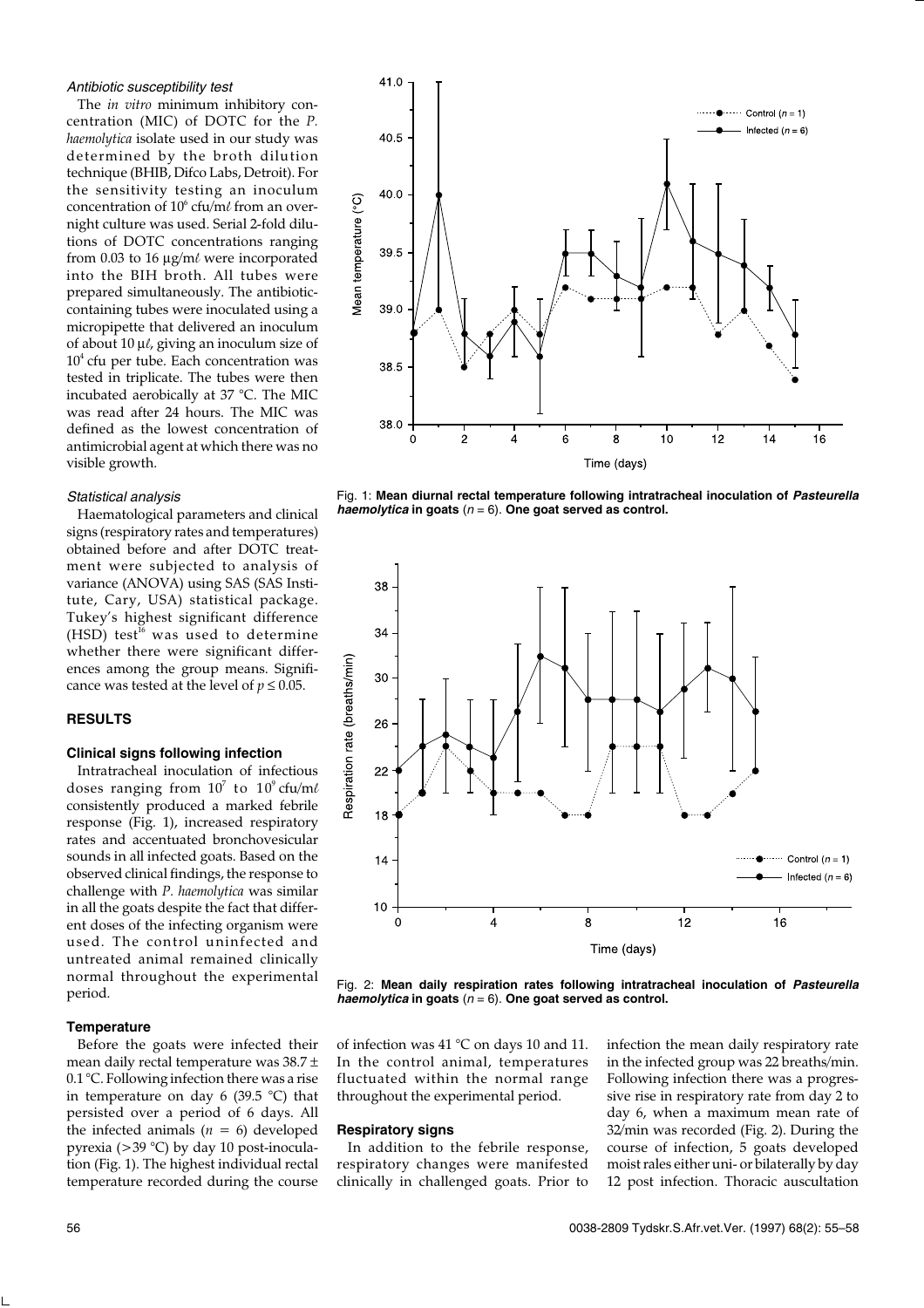#### *Antibiotic susceptibility test*

The *in vitro* minimum inhibitory concentration (MIC) of DOTC for the *P. haemolytica* isolate used in our study was determined by the broth dilution technique (BHIB, Difco Labs, Detroit). For the sensitivity testing an inoculum concentration of $10^6$ cfu/mℓ from an overnight culture was used. Serial 2-fold dilutions of DOTC concentrations ranging from 0.03 to 16 µg/mℓ were incorporated into the BIH broth. All tubes were prepared simultaneously. The antibiotic-containing tubes were inoculated using a micropipette that delivered an inoculum of about 10 µℓ, giving an inoculum size of $10^4$ cfu per tube. Each concentration was tested in triplicate. The tubes were then incubated aerobically at 37 °C. The MIC was read after 24 hours. The MIC was defined as the lowest concentration of antimicrobial agent at which there was no visible growth.

#### *Statistical analysis*

Haematological parameters and clinical signs (respiratory rates and temperatures) obtained before and after DOTC treatment were subjected to analysis of variance (ANOVA) using SAS (SAS Institute, Cary, USA) statistical package. Tukey's highest significant difference (HSD) test[16] was used to determine whether there were significant differences among the group means. Significance was tested at the level of $p \leq 0.05$.

## RESULTS

### Clinical signs following infection

Intratracheal inoculation of infectious doses ranging from $10^7$ to $10^9$ cfu/mℓ consistently produced a marked febrile response (Fig. 1), increased respiratory rates and accentuated bronchovesicular sounds in all infected goats. Based on the observed clinical findings, the response to challenge with *P. haemolytica* was similar in all the goats despite the fact that different doses of the infecting organism were used. The control uninfected and untreated animal remained clinically normal throughout the experimental period.

Fig. 1: **Mean diurnal rectal temperature following intratracheal inoculation of *Pasteurella haemolytica* in goats ($n = 6$). One goat served as control.**

Fig. 2: **Mean daily respiration rates following intratracheal inoculation of *Pasteurella haemolytica* in goats ($n = 6$). One goat served as control.**

### Temperature

Before the goats were infected their mean daily rectal temperature was 38.7 ± 0.1 °C. Following infection there was a rise in temperature on day 6 (39.5 °C) that persisted over a period of 6 days. All the infected animals ($n = 6$) developed pyrexia (>39 °C) by day 10 post-inoculation (Fig. 1). The highest individual rectal temperature recorded during the course of infection was 41 °C on days 10 and 11. In the control animal, temperatures fluctuated within the normal range throughout the experimental period.

### Respiratory signs

In addition to the febrile response, respiratory changes were manifested clinically in challenged goats. Prior to infection the mean daily respiratory rate in the infected group was 22 breaths/min. Following infection there was a progressive rise in respiratory rate from day 2 to day 6, when a maximum mean rate of 32/min was recorded (Fig. 2). During the course of infection, 5 goats developed moist rales either uni- or bilaterally by day 12 post infection. Thoracic auscultation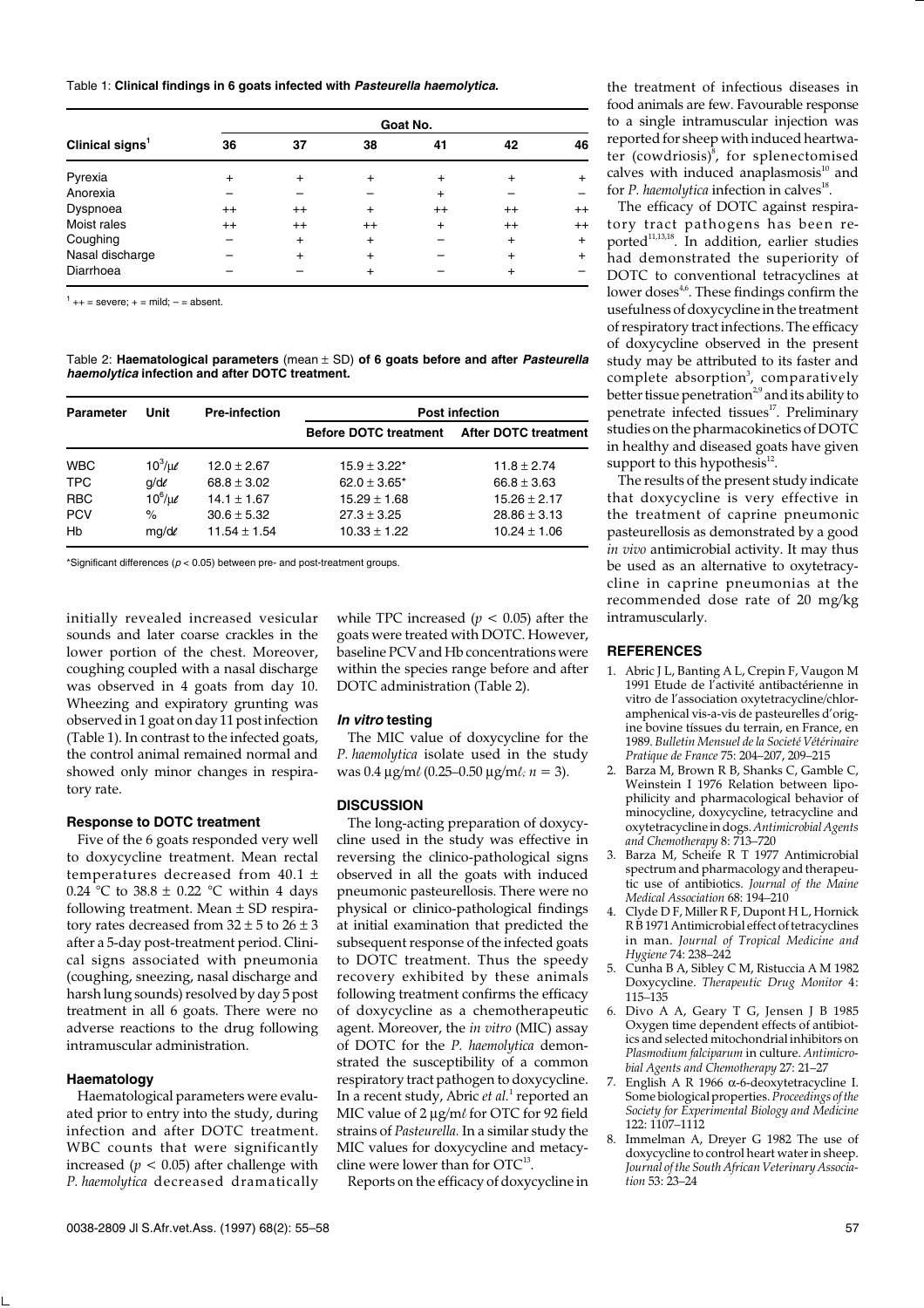Table 1: **Clinical findings in 6 goats infected with *Pasteurella haemolytica*.**

| Clinical signs[1] | Goat No. 36 | 37 | 38 | 41 | 42 | 46 |
|---|---|---|---|---|---|---|
| Pyrexia | + | + | + | + | + | + |
| Anorexia | – | – | – | + | – | – |
| Dyspnoea | ++ | ++ | + | ++ | ++ | ++ |
| Moist rales | ++ | ++ | ++ | + | ++ | ++ |
| Coughing | – | + | + | – | + | + |
| Nasal discharge | – | + | + | – | + | + |
| Diarrhoea | – | – | + | – | + | – |

[1] ++ = severe; + = mild; – = absent.

Table 2: **Haematological parameters** (mean ± SD) **of 6 goats before and after *Pasteurella haemolytica* infection and after DOTC treatment.**

| Parameter | Unit | Pre-infection | Post infection | |
|---|---|---|---|---|
| | | | Before DOTC treatment | After DOTC treatment |
| WBC | $10^3/\mu\ell$ | 12.0 ± 2.67 | 15.9 ± 3.22* | 11.8 ± 2.74 |
| TPC | g/dℓ | 68.8 ± 3.02 | 62.0 ± 3.65* | 66.8 ± 3.63 |
| RBC | $10^6/\mu\ell$ | 14.1 ± 1.67 | 15.29 ± 1.68 | 15.26 ± 2.17 |
| PCV | % | 30.6 ± 5.32 | 27.3 ± 3.25 | 28.86 ± 3.13 |
| Hb | mg/dℓ | 11.54 ± 1.54 | 10.33 ± 1.22 | 10.24 ± 1.06 |

*Significant differences ($p < 0.05$) between pre- and post-treatment groups.

initially revealed increased vesicular sounds and later coarse crackles in the lower portion of the chest. Moreover, coughing coupled with a nasal discharge was observed in 4 goats from day 10. Wheezing and expiratory grunting was observed in 1 goat on day 11 post infection (Table 1). In contrast to the infected goats, the control animal remained normal and showed only minor changes in respiratory rate.

### Response to DOTC treatment

Five of the 6 goats responded very well to doxycycline treatment. Mean rectal temperatures decreased from 40.1 ± 0.24 °C to 38.8 ± 0.22 °C within 4 days following treatment. Mean ± SD respiratory rates decreased from 32 ± 5 to 26 ± 3 after a 5-day post-treatment period. Clinical signs associated with pneumonia (coughing, sneezing, nasal discharge and harsh lung sounds) resolved by day 5 post treatment in all 6 goats. There were no adverse reactions to the drug following intramuscular administration.

### Haematology

Haematological parameters were evaluated prior to entry into the study, during infection and after DOTC treatment. WBC counts that were significantly increased ($p < 0.05$) after challenge with *P. haemolytica* decreased dramatically while TPC increased ($p < 0.05$) after the goats were treated with DOTC. However, baseline PCV and Hb concentrations were within the species range before and after DOTC administration (Table 2).

### *In vitro* testing

The MIC value of doxycycline for the *P. haemolytica* isolate used in the study was 0.4 μg/mℓ (0.25–0.50 μg/mℓ; $n = 3$).

## DISCUSSION

The long-acting preparation of doxycycline used in the study was effective in reversing the clinico-pathological signs observed in all the goats with induced pneumonic pasteurellosis. There were no physical or clinico-pathological findings at initial examination that predicted the subsequent response of the infected goats to DOTC treatment. Thus the speedy recovery exhibited by these animals following treatment confirms the efficacy of doxycycline as a chemotherapeutic agent. Moreover, the *in vitro* (MIC) assay of DOTC for the *P. haemolytica* demonstrated the susceptibility of a common respiratory tract pathogen to doxycycline. In a recent study, Abric *et al.*[1] reported an MIC value of 2 μg/mℓ for OTC for 92 field strains of *Pasteurella.* In a similar study the MIC values for doxycycline and metacycline were lower than for OTC[13].

Reports on the efficacy of doxycycline in the treatment of infectious diseases in food animals are few. Favourable response to a single intramuscular injection was reported for sheep with induced heartwater (cowdriosis)[8], for splenectomised calves with induced anaplasmosis[10] and for *P. haemolytica* infection in calves[18].

The efficacy of DOTC against respiratory tract pathogens has been reported[11,13,18]. In addition, earlier studies had demonstrated the superiority of DOTC to conventional tetracyclines at lower doses[4,6]. These findings confirm the usefulness of doxycycline in the treatment of respiratory tract infections. The efficacy of doxycycline observed in the present study may be attributed to its faster and complete absorption[3], comparatively better tissue penetration[2,9] and its ability to penetrate infected tissues[17]. Preliminary studies on the pharmacokinetics of DOTC in healthy and diseased goats have given support to this hypothesis[12].

The results of the present study indicate that doxycycline is very effective in the treatment of caprine pneumonic pasteurellosis as demonstrated by a good *in vivo* antimicrobial activity. It may thus be used as an alternative to oxytetracycline in caprine pneumonias at the recommended dose rate of 20 mg/kg intramuscularly.

## REFERENCES

1. Abric J L, Banting A L, Crepin F, Vaugon M 1991 Etude de l'activité antibactérienne in vitro de l'association oxytetracycline/chloramphenical vis-a-vis de pasteurelles d'origine bovine tíssues du terrain, en France, en 1989. *Bulletin Mensuel de la Societé Vétérinaire Pratique de France* 75: 204–207, 209–215
2. Barza M, Brown R B, Shanks C, Gamble C, Weinstein I 1976 Relation between lipophilicity and pharmacological behavior of minocycline, doxycycline, tetracycline and oxytetracycline in dogs. *Antimicrobial Agents and Chemotherapy* 8: 713–720
3. Barza M, Scheife R T 1977 Antimicrobial spectrum and pharmacology and therapeutic use of antibiotics. *Journal of the Maine Medical Association* 68: 194–210
4. Clyde D F, Miller R F, Dupont H L, Hornick R B 1971 Antimicrobial effect of tetracyclines in man. *Journal of Tropical Medicine and Hygiene* 74: 238–242
5. Cunha B A, Sibley C M, Ristuccia A M 1982 Doxycycline. *Therapeutic Drug Monitor* 4: 115–135
6. Divo A A, Geary T G, Jensen J B 1985 Oxygen time dependent effects of antibiotics and selected mitochondrial inhibitors on *Plasmodium falciparum* in culture. *Antimicrobial Agents and Chemotherapy* 27: 21–27
7. English A R 1966 α-6-deoxytetracycline I. Some biological properties. *Proceedings of the Society for Experimental Biology and Medicine* 122: 1107–1112
8. Immelman A, Dreyer G 1982 The use of doxycycline to control heart water in sheep. *Journal of the South African Veterinary Association* 53: 23–24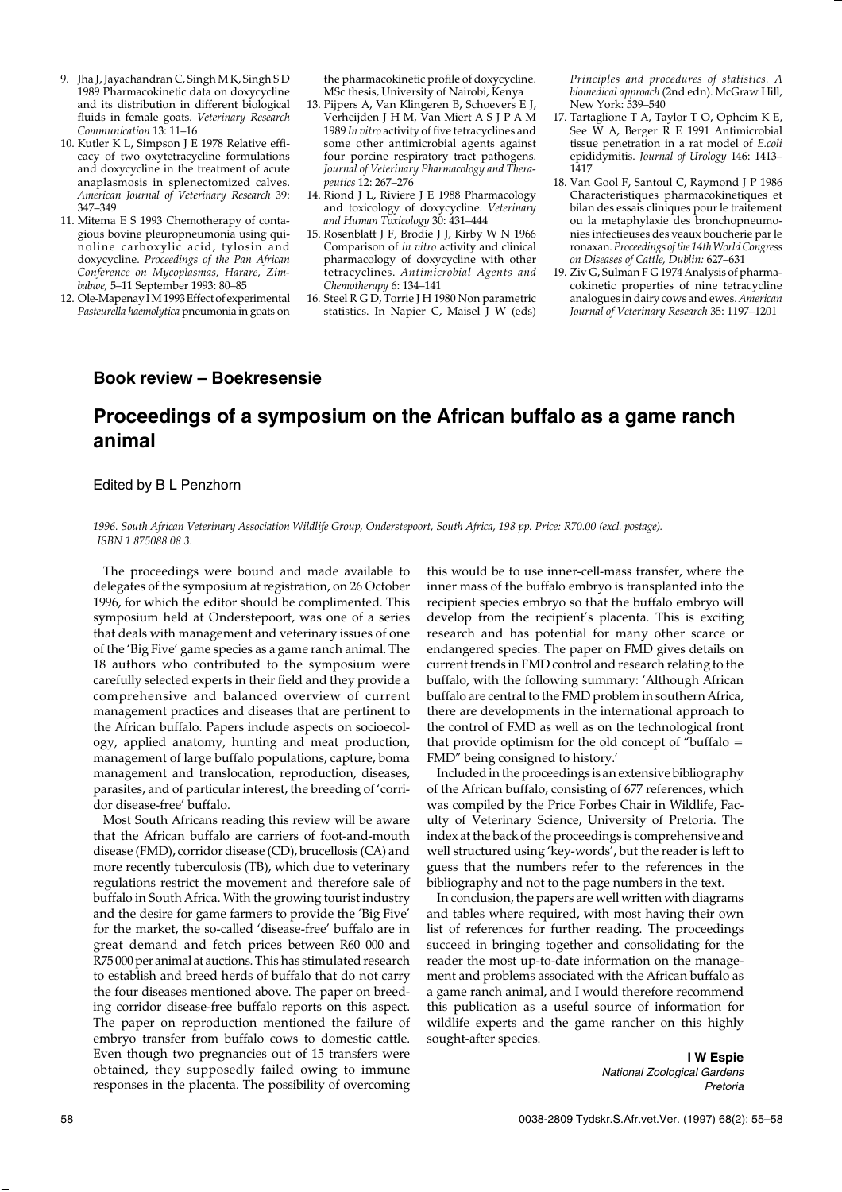9. Jha J, Jayachandran C, Singh M K, Singh S D 1989 Pharmacokinetic data on doxycycline and its distribution in different biological fluids in female goats. *Veterinary Research Communication* 13: 11–16
10. Kutler K L, Simpson J E 1978 Relative efficacy of two oxytetracycline formulations and doxycycline in the treatment of acute anaplasmosis in splenectomized calves. *American Journal of Veterinary Research* 39: 347–349
11. Mitema E S 1993 Chemotherapy of contagious bovine pleuropneumonia using quinoline carboxylic acid, tylosin and doxycycline. *Proceedings of the Pan African Conference on Mycoplasmas, Harare, Zimbabwe*, 5–11 September 1993: 80–85
12. Ole-Mapenay I M 1993 Effect of experimental *Pasteurella haemolytica* pneumonia in goats on the pharmacokinetic profile of doxycycline. MSc thesis, University of Nairobi, Kenya
13. Pijpers A, Van Klingeren B, Schoevers E J, Verheijden J H M, Van Miert A S J P A M 1989 *In vitro* activity of five tetracyclines and some other antimicrobial agents against four porcine respiratory tract pathogens. *Journal of Veterinary Pharmacology and Therapeutics* 12: 267–276
14. Riond J L, Riviere J E 1988 Pharmacology and toxicology of doxycycline. *Veterinary and Human Toxicology* 30: 431–444
15. Rosenblatt J F, Brodie J J, Kirby W N 1966 Comparison of *in vitro* activity and clinical pharmacology of doxycycline with other tetracyclines. *Antimicrobial Agents and Chemotherapy* 6: 134–141
16. Steel R G D, Torrie J H 1980 Non parametric statistics. In Napier C, Maisel J W (eds) *Principles and procedures of statistics. A biomedical approach* (2nd edn). McGraw Hill, New York: 539–540
17. Tartaglione T A, Taylor T O, Opheim K E, See W A, Berger R E 1991 Antimicrobial tissue penetration in a rat model of *E.coli* epididymitis. *Journal of Urology* 146: 1413–1417
18. Van Gool F, Santoul C, Raymond J P 1986 Characteristiques pharmacokinetiques et bilan des essais cliniques pour le traitement ou la metaphylaxie des bronchopneumonies infectieuses des veaux boucherie par le ronaxan. *Proceedings of the 14th World Congress on Diseases of Cattle, Dublin:* 627–631
19. Ziv G, Sulman F G 1974 Analysis of pharmacokinetic properties of nine tetracycline analogues in dairy cows and ewes. *American Journal of Veterinary Research* 35: 1197–1201

## Book review – Boekresensie

# Proceedings of a symposium on the African buffalo as a game ranch animal

Edited by B L Penzhorn

*1996. South African Veterinary Association Wildlife Group, Onderstepoort, South Africa, 198 pp. Price: R70.00 (excl. postage). ISBN 1 875088 08 3.*

The proceedings were bound and made available to delegates of the symposium at registration, on 26 October 1996, for which the editor should be complimented. This symposium held at Onderstepoort, was one of a series that deals with management and veterinary issues of one of the 'Big Five' game species as a game ranch animal. The 18 authors who contributed to the symposium were carefully selected experts in their field and they provide a comprehensive and balanced overview of current management practices and diseases that are pertinent to the African buffalo. Papers include aspects on socioecology, applied anatomy, hunting and meat production, management of large buffalo populations, capture, boma management and translocation, reproduction, diseases, parasites, and of particular interest, the breeding of 'corridor disease-free' buffalo.

Most South Africans reading this review will be aware that the African buffalo are carriers of foot-and-mouth disease (FMD), corridor disease (CD), brucellosis (CA) and more recently tuberculosis (TB), which due to veterinary regulations restrict the movement and therefore sale of buffalo in South Africa. With the growing tourist industry and the desire for game farmers to provide the 'Big Five' for the market, the so-called 'disease-free' buffalo are in great demand and fetch prices between R60 000 and R75 000 per animal at auctions. This has stimulated research to establish and breed herds of buffalo that do not carry the four diseases mentioned above. The paper on breeding corridor disease-free buffalo reports on this aspect. The paper on reproduction mentioned the failure of embryo transfer from buffalo cows to domestic cattle. Even though two pregnancies out of 15 transfers were obtained, they supposedly failed owing to immune responses in the placenta. The possibility of overcoming this would be to use inner-cell-mass transfer, where the inner mass of the buffalo embryo is transplanted into the recipient species embryo so that the buffalo embryo will develop from the recipient's placenta. This is exciting research and has potential for many other scarce or endangered species. The paper on FMD gives details on current trends in FMD control and research relating to the buffalo, with the following summary: 'Although African buffalo are central to the FMD problem in southern Africa, there are developments in the international approach to the control of FMD as well as on the technological front that provide optimism for the old concept of "buffalo = FMD" being consigned to history.'

Included in the proceedings is an extensive bibliography of the African buffalo, consisting of 677 references, which was compiled by the Price Forbes Chair in Wildlife, Faculty of Veterinary Science, University of Pretoria. The index at the back of the proceedings is comprehensive and well structured using 'key-words', but the reader is left to guess that the numbers refer to the references in the bibliography and not to the page numbers in the text.

In conclusion, the papers are well written with diagrams and tables where required, with most having their own list of references for further reading. The proceedings succeed in bringing together and consolidating for the reader the most up-to-date information on the management and problems associated with the African buffalo as a game ranch animal, and I would therefore recommend this publication as a useful source of information for wildlife experts and the game rancher on this highly sought-after species.

**I W Espie**
*National Zoological Gardens*
*Pretoria*